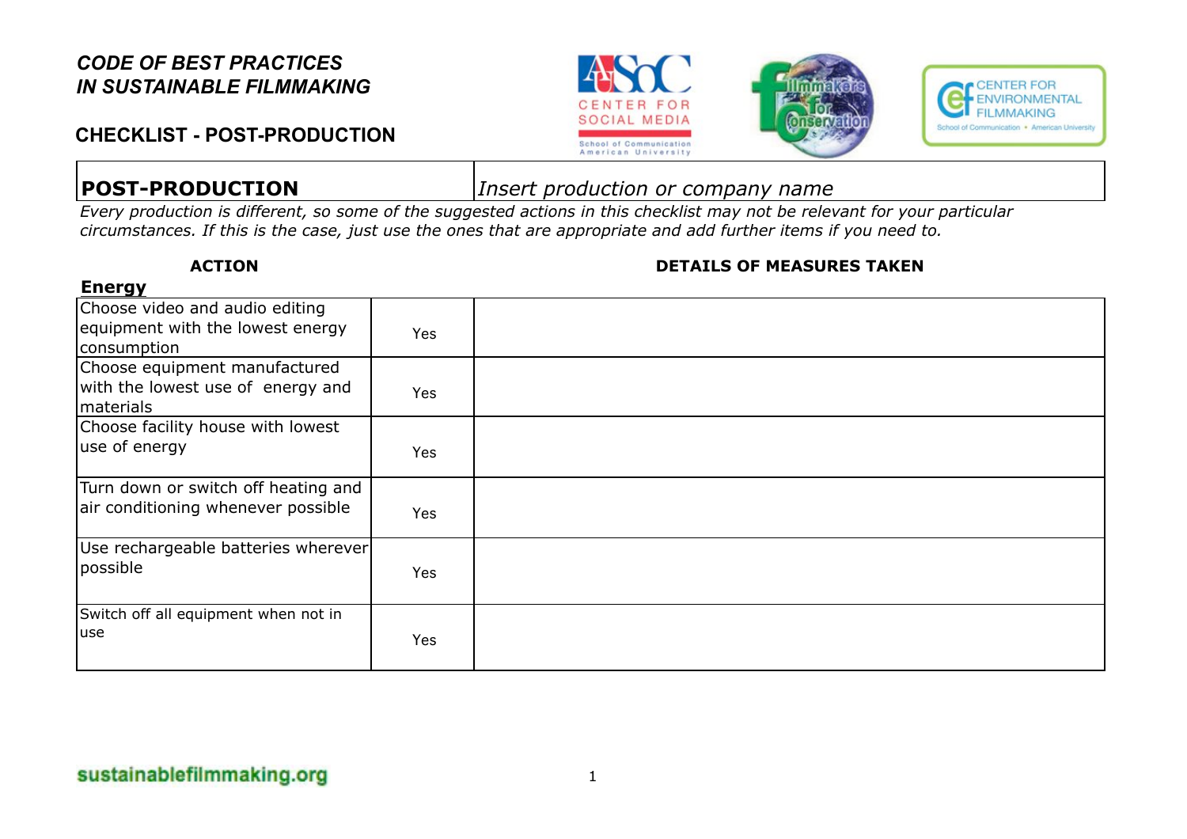# CODE OF BEST PRACTICES IN SUSTAINABLE FILMMAKING

## CHECKLIST - POST-PRODUCTION

| **POST-PRODUCTION** | *Insert production or company name* |
|---|---|

*Every production is different, so some of the suggested actions in this checklist may not be relevant for your particular circumstances. If this is the case, just use the ones that are appropriate and add further items if you need to.*

### Energy

| ACTION | | DETAILS OF MEASURES TAKEN |
|---|---|---|
| Choose video and audio editing equipment with the lowest energy consumption | Yes | |
| Choose equipment manufactured with the lowest use of energy and materials | Yes | |
| Choose facility house with lowest use of energy | Yes | |
| Turn down or switch off heating and air conditioning whenever possible | Yes | |
| Use rechargeable batteries wherever possible | Yes | |
| Switch off all equipment when not in use | Yes | |

sustainablefilmmaking.org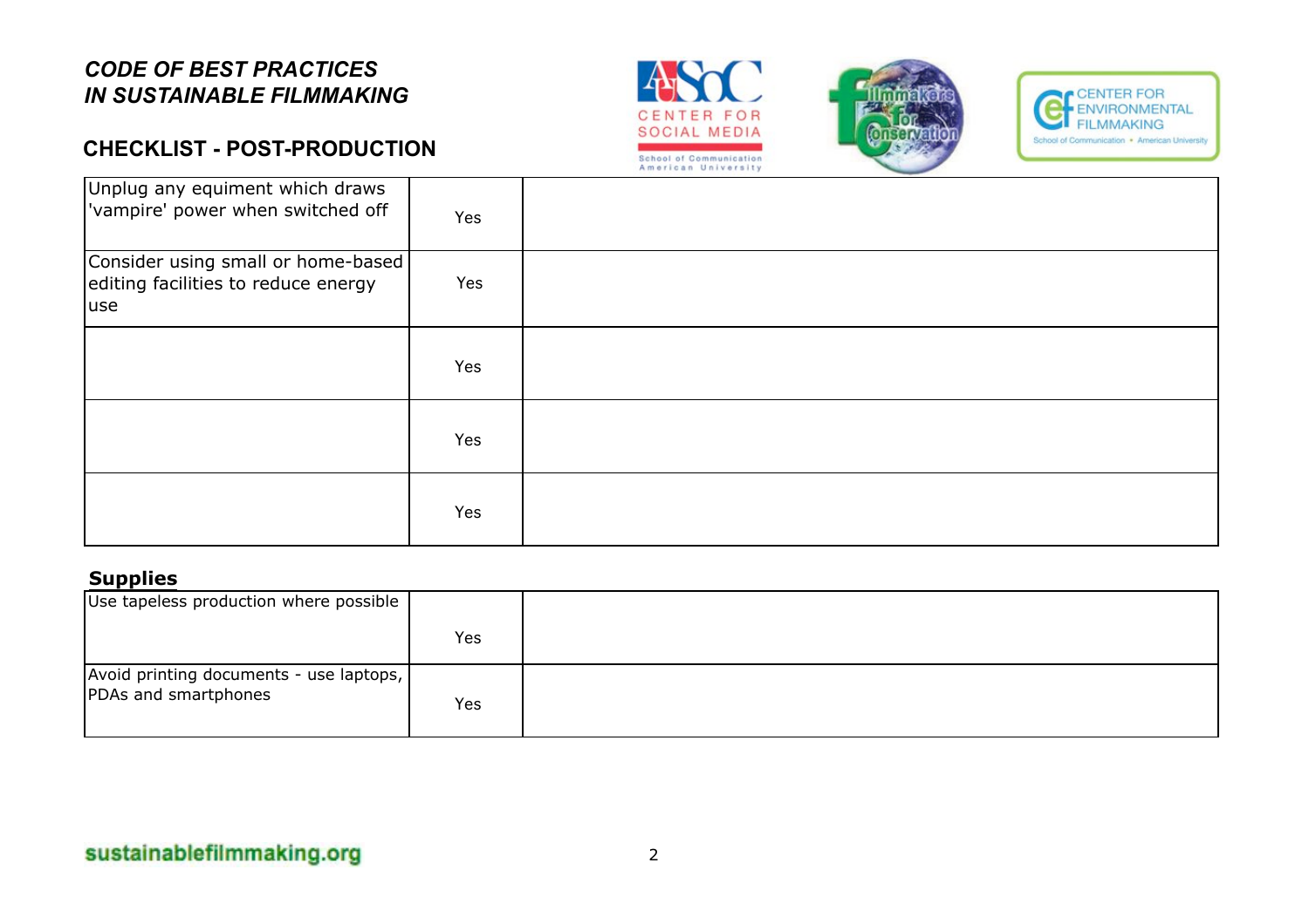*CODE OF BEST PRACTICES IN SUSTAINABLE FILMMAKING*

## CHECKLIST - POST-PRODUCTION

| | | |
|---|---|---|
| Unplug any equiment which draws 'vampire' power when switched off | Yes | |
| Consider using small or home-based editing facilities to reduce energy use | Yes | |
| | Yes | |
| | Yes | |
| | Yes | |

### Supplies

| | | |
|---|---|---|
| Use tapeless production where possible | Yes | |
| Avoid printing documents - use laptops, PDAs and smartphones | Yes | |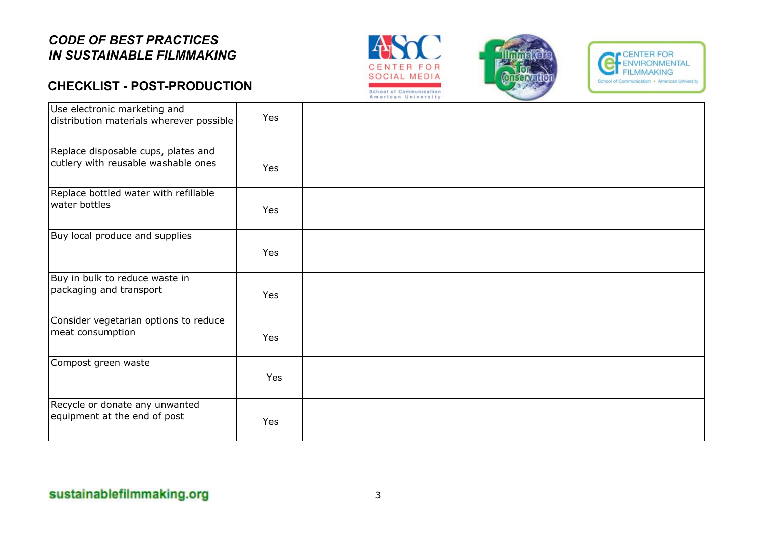***CODE OF BEST PRACTICES***
***IN SUSTAINABLE FILMMAKING***

## CHECKLIST - POST-PRODUCTION

| | | |
|---|---|---|
| Use electronic marketing and distribution materials wherever possible | Yes | |
| Replace disposable cups, plates and cutlery with reusable washable ones | Yes | |
| Replace bottled water with refillable water bottles | Yes | |
| Buy local produce and supplies | Yes | |
| Buy in bulk to reduce waste in packaging and transport | Yes | |
| Consider vegetarian options to reduce meat consumption | Yes | |
| Compost green waste | Yes | |
| Recycle or donate any unwanted equipment at the end of post | Yes | |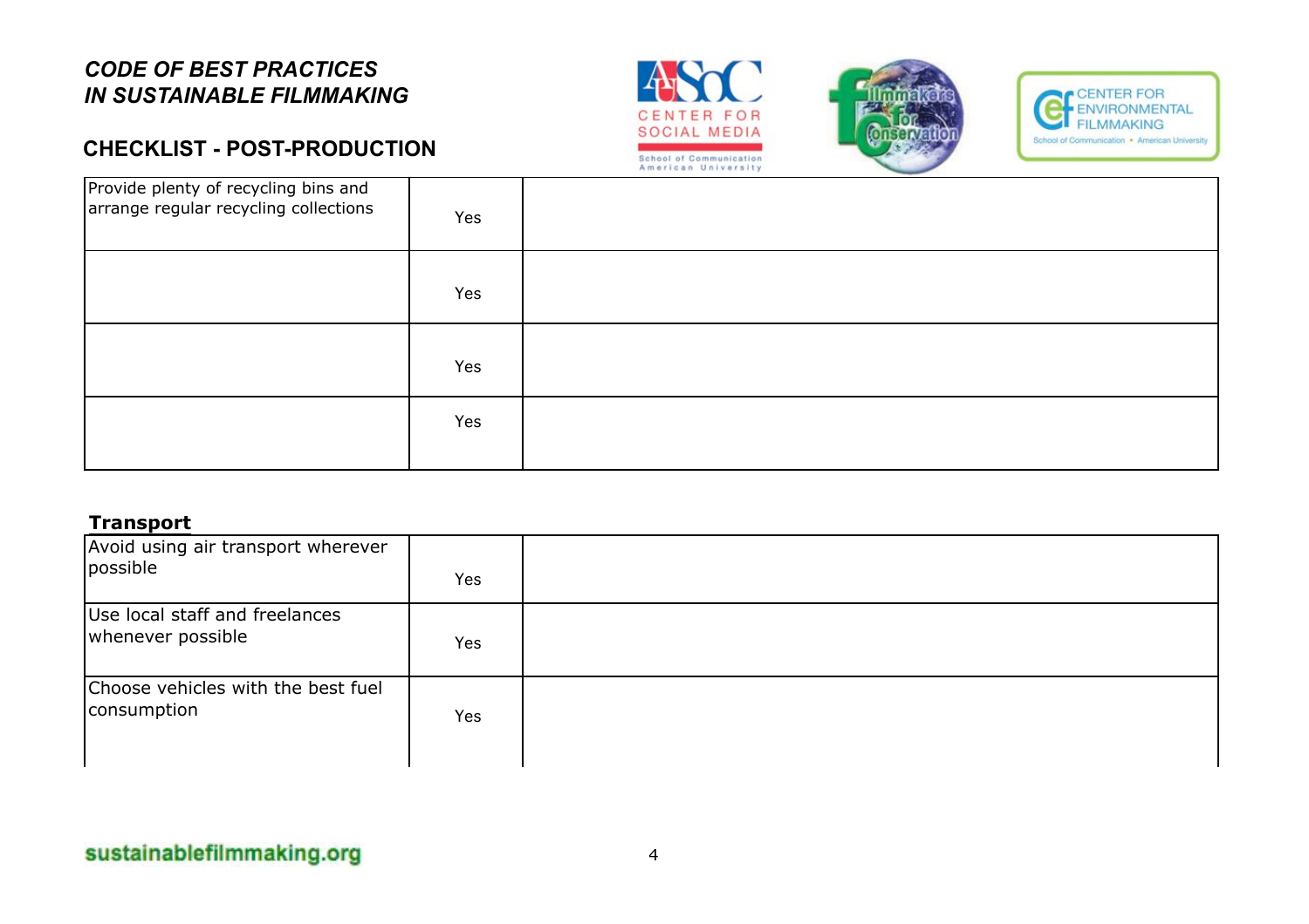## CODE OF BEST PRACTICES IN SUSTAINABLE FILMMAKING

## CHECKLIST - POST-PRODUCTION

| | | |
|---|---|---|
| Provide plenty of recycling bins and arrange regular recycling collections | Yes | |
| | Yes | |
| | Yes | |
| | Yes | |

**Transport**

| | | |
|---|---|---|
| Avoid using air transport wherever possible | Yes | |
| Use local staff and freelances whenever possible | Yes | |
| Choose vehicles with the best fuel consumption | Yes | |

sustainablefilmmaking.org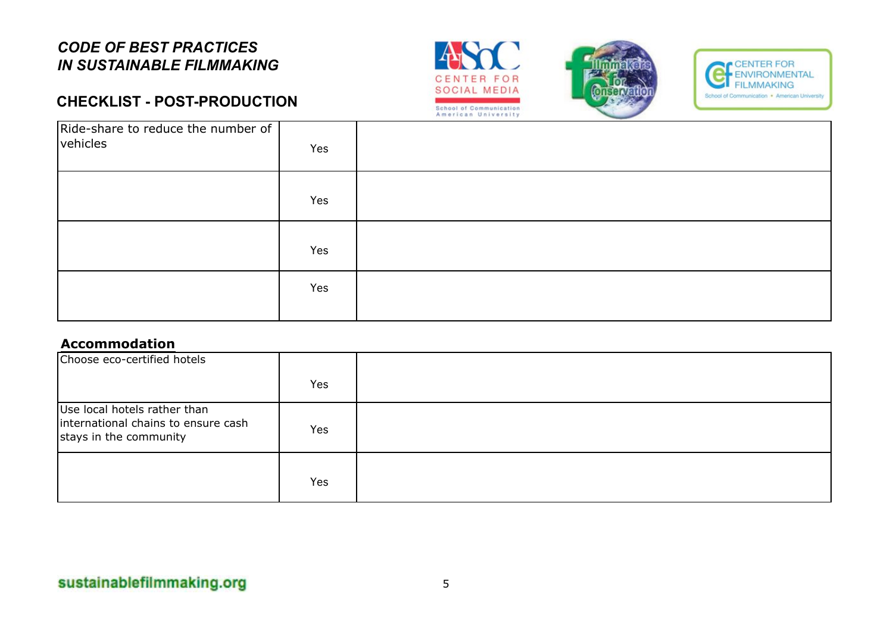## CODE OF BEST PRACTICES IN SUSTAINABLE FILMMAKING

### CHECKLIST - POST-PRODUCTION

| | | |
|---|---|---|
| Ride-share to reduce the number of vehicles | Yes | |
| | Yes | |
| | Yes | |
| | Yes | |

**Accommodation**

| | | |
|---|---|---|
| Choose eco-certified hotels | Yes | |
| Use local hotels rather than international chains to ensure cash stays in the community | Yes | |
| | Yes | |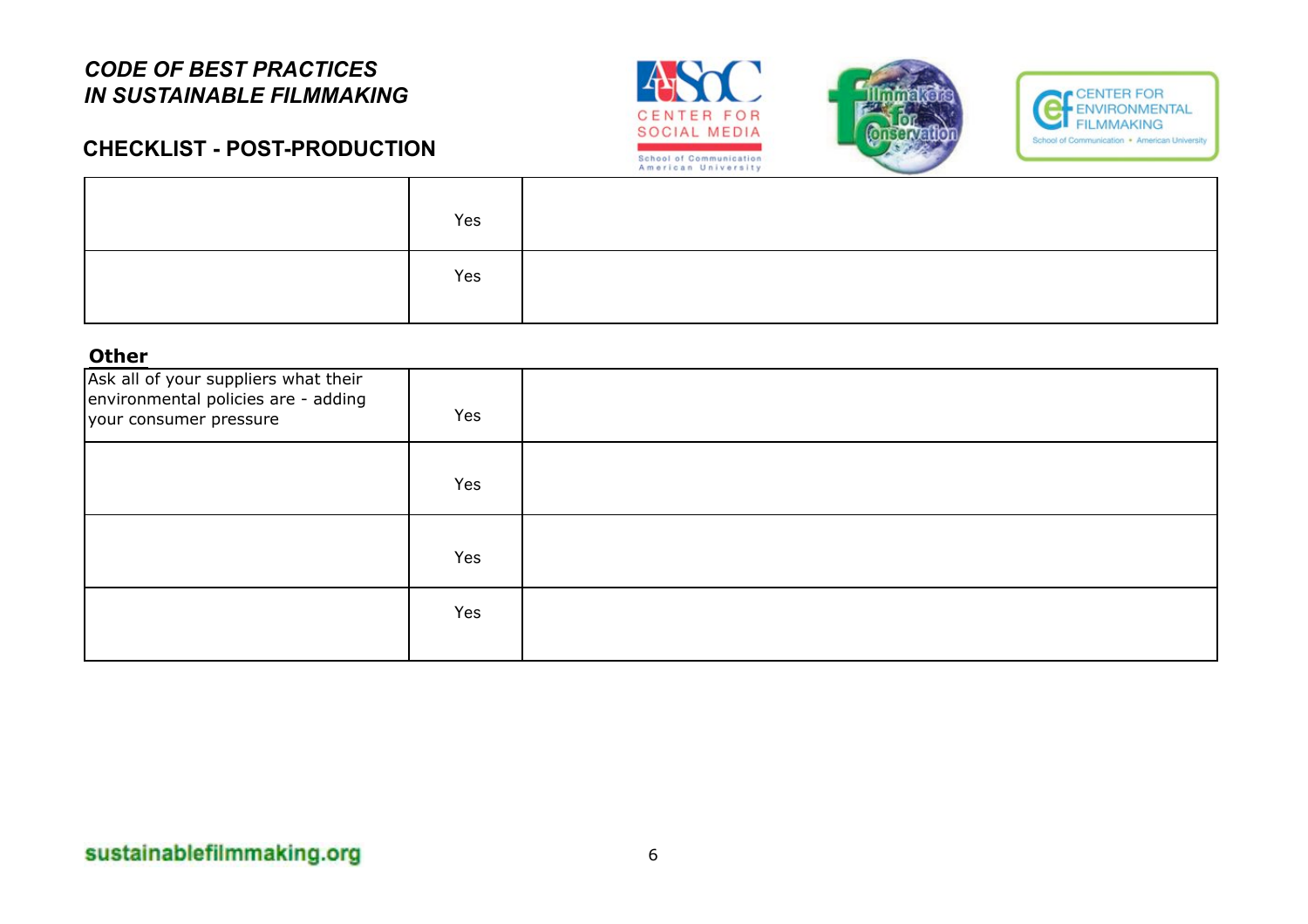*CODE OF BEST PRACTICES IN SUSTAINABLE FILMMAKING*

**CHECKLIST - POST-PRODUCTION**

| | | |
|---|---|---|
| | Yes | |
| | Yes | |

**Other**

| | | |
|---|---|---|
| Ask all of your suppliers what their environmental policies are - adding your consumer pressure | Yes | |
| | Yes | |
| | Yes | |
| | Yes | |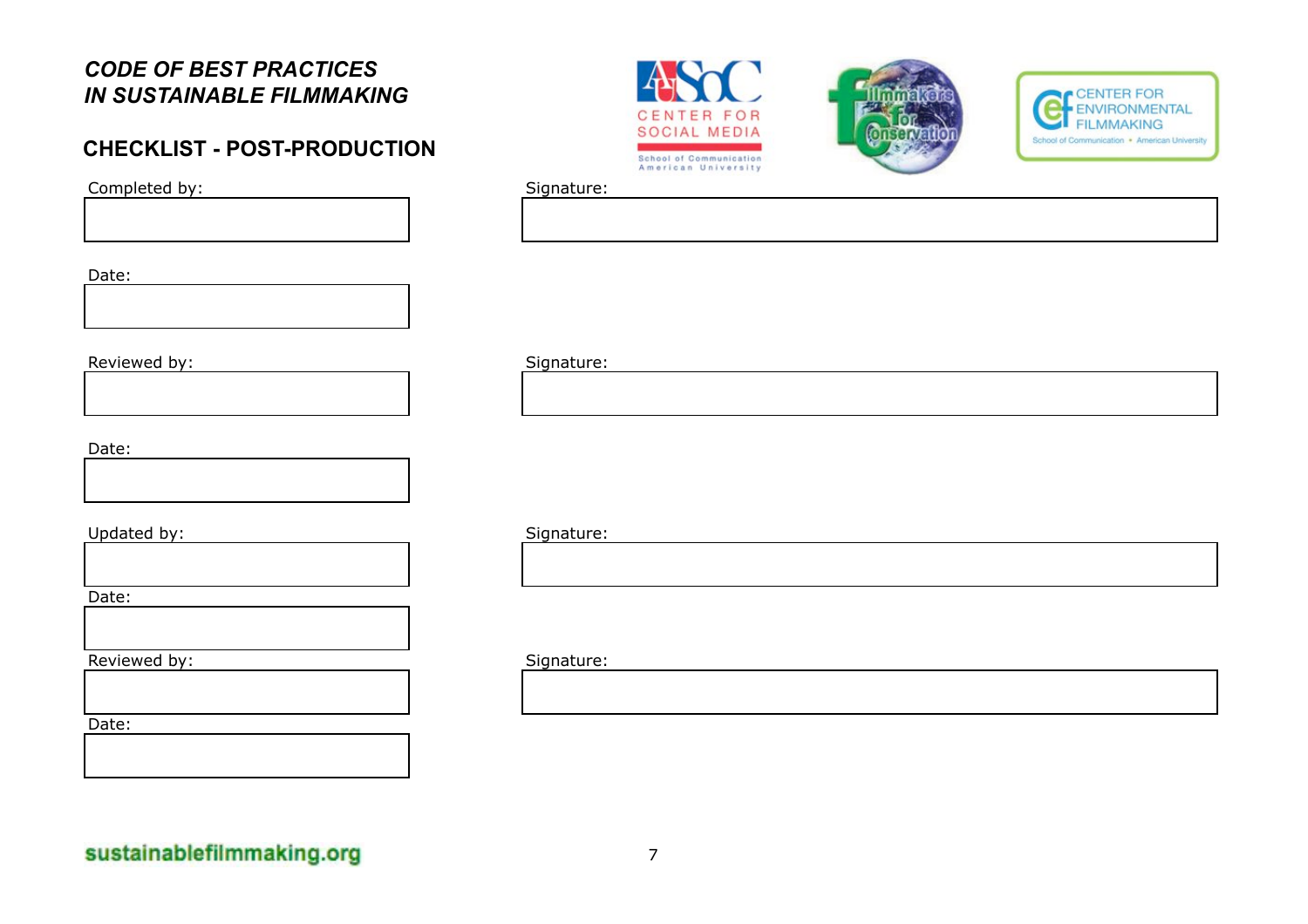***CODE OF BEST PRACTICES***
***IN SUSTAINABLE FILMMAKING***

## CHECKLIST - POST-PRODUCTION

| Field | Entry | Field | Entry |
|---|---|---|---|
| Completed by: | | Signature: | |
| Date: | | | |
| Reviewed by: | | Signature: | |
| Date: | | | |
| Updated by: | | Signature: | |
| Date: | | | |
| Reviewed by: | | Signature: | |
| Date: | | | |

sustainablefilmmaking.org